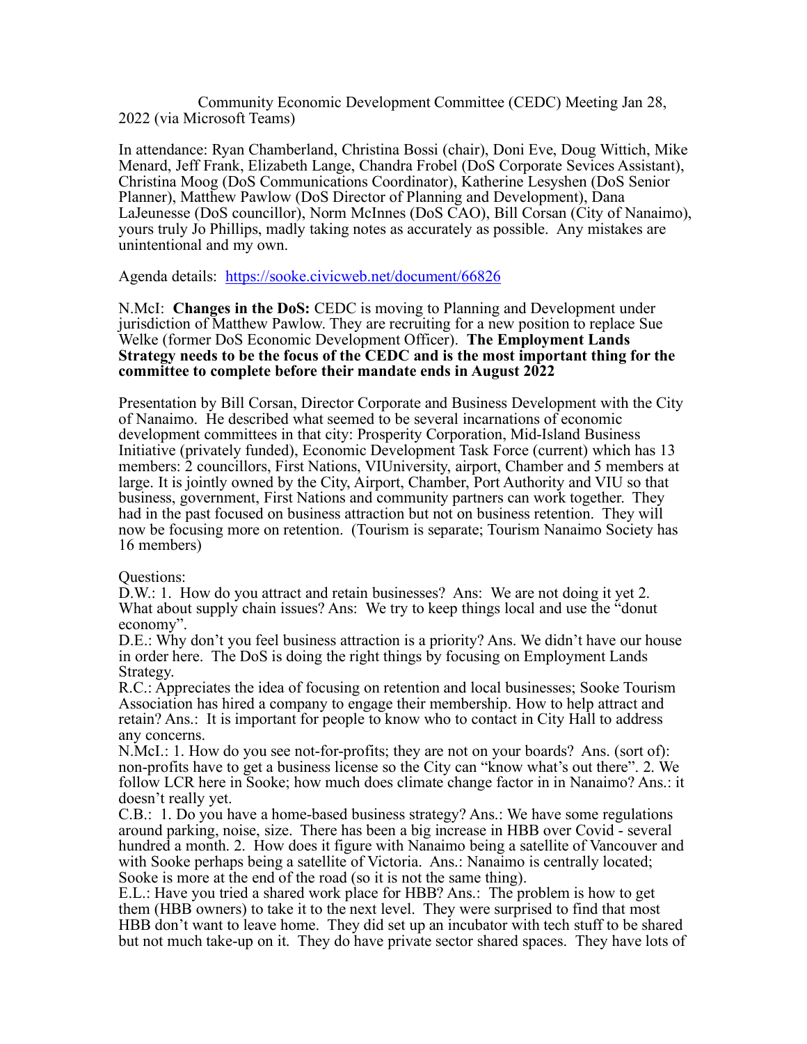Community Economic Development Committee (CEDC) Meeting Jan 28, 2022 (via Microsoft Teams)

In attendance: Ryan Chamberland, Christina Bossi (chair), Doni Eve, Doug Wittich, Mike Menard, Jeff Frank, Elizabeth Lange, Chandra Frobel (DoS Corporate Sevices Assistant), Christina Moog (DoS Communications Coordinator), Katherine Lesyshen (DoS Senior Planner), Matthew Pawlow (DoS Director of Planning and Development), Dana LaJeunesse (DoS councillor), Norm McInnes (DoS CAO), Bill Corsan (City of Nanaimo), yours truly Jo Phillips, madly taking notes as accurately as possible. Any mistakes are unintentional and my own.

Agenda details: https://sooke.civicweb.net/document/66826

N.McI: **Changes in the DoS:** CEDC is moving to Planning and Development under jurisdiction of Matthew Pawlow. They are recruiting for a new position to replace Sue Welke (former DoS Economic Development Officer). **The Employment Lands Strategy needs to be the focus of the CEDC and is the most important thing for the committee to complete before their mandate ends in August 2022**

Presentation by Bill Corsan, Director Corporate and Business Development with the City of Nanaimo. He described what seemed to be several incarnations of economic development committees in that city: Prosperity Corporation, Mid-Island Business Initiative (privately funded), Economic Development Task Force (current) which has 13 members: 2 councillors, First Nations, VIUniversity, airport, Chamber and 5 members at large. It is jointly owned by the City, Airport, Chamber, Port Authority and VIU so that business, government, First Nations and community partners can work together. They had in the past focused on business attraction but not on business retention. They will now be focusing more on retention. (Tourism is separate; Tourism Nanaimo Society has 16 members)

Questions:
D.W.: 1. How do you attract and retain businesses? Ans: We are not doing it yet 2. What about supply chain issues? Ans: We try to keep things local and use the "donut economy".
D.E.: Why don't you feel business attraction is a priority? Ans. We didn't have our house in order here. The DoS is doing the right things by focusing on Employment Lands Strategy.
R.C.: Appreciates the idea of focusing on retention and local businesses; Sooke Tourism Association has hired a company to engage their membership. How to help attract and retain? Ans.: It is important for people to know who to contact in City Hall to address any concerns.
N.McI.: 1. How do you see not-for-profits; they are not on your boards? Ans. (sort of): non-profits have to get a business license so the City can "know what's out there". 2. We follow LCR here in Sooke; how much does climate change factor in in Nanaimo? Ans.: it doesn't really yet.
C.B.: 1. Do you have a home-based business strategy? Ans.: We have some regulations around parking, noise, size. There has been a big increase in HBB over Covid - several hundred a month. 2. How does it figure with Nanaimo being a satellite of Vancouver and with Sooke perhaps being a satellite of Victoria. Ans.: Nanaimo is centrally located; Sooke is more at the end of the road (so it is not the same thing).
E.L.: Have you tried a shared work place for HBB? Ans.: The problem is how to get them (HBB owners) to take it to the next level. They were surprised to find that most HBB don't want to leave home. They did set up an incubator with tech stuff to be shared but not much take-up on it. They do have private sector shared spaces. They have lots of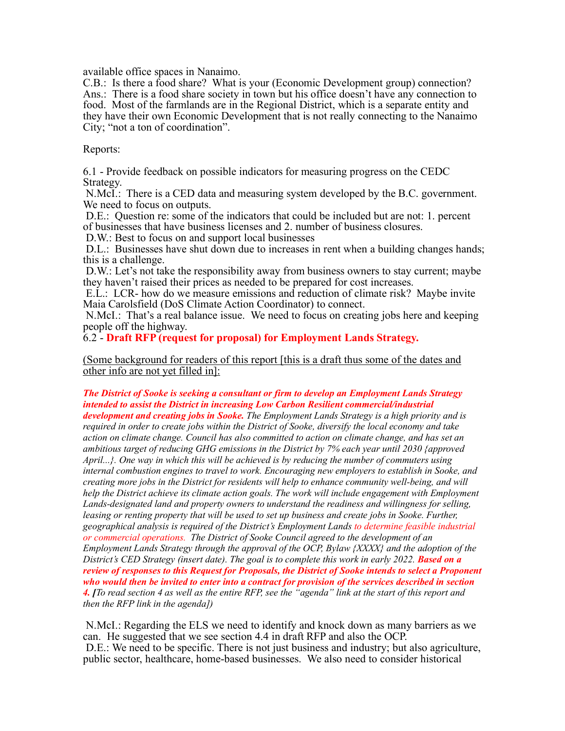available office spaces in Nanaimo.
C.B.: Is there a food share? What is your (Economic Development group) connection?
Ans.: There is a food share society in town but his office doesn't have any connection to food. Most of the farmlands are in the Regional District, which is a separate entity and they have their own Economic Development that is not really connecting to the Nanaimo City; "not a ton of coordination".

Reports:

6.1 - Provide feedback on possible indicators for measuring progress on the CEDC Strategy.
N.McI.: There is a CED data and measuring system developed by the B.C. government. We need to focus on outputs.
D.E.: Question re: some of the indicators that could be included but are not: 1. percent of businesses that have business licenses and 2. number of business closures.
D.W.: Best to focus on and support local businesses
D.L.: Businesses have shut down due to increases in rent when a building changes hands; this is a challenge.
D.W.: Let's not take the responsibility away from business owners to stay current; maybe they haven't raised their prices as needed to be prepared for cost increases.
E.L.: LCR- how do we measure emissions and reduction of climate risk? Maybe invite Maia Carolsfield (DoS Climate Action Coordinator) to connect.
N.McI.: That's a real balance issue. We need to focus on creating jobs here and keeping people off the highway.
6.2 - **Draft RFP (request for proposal) for Employment Lands Strategy.**

(Some background for readers of this report [this is a draft thus some of the dates and other info are not yet filled in]:

***The District of Sooke is seeking a consultant or firm to develop an Employment Lands Strategy intended to assist the District in increasing Low Carbon Resilient commercial/industrial development and creating jobs in Sooke.*** *The Employment Lands Strategy is a high priority and is required in order to create jobs within the District of Sooke, diversify the local economy and take action on climate change. Council has also committed to action on climate change, and has set an ambitious target of reducing GHG emissions in the District by 7% each year until 2030 {approved April...}. One way in which this will be achieved is by reducing the number of commuters using internal combustion engines to travel to work. Encouraging new employers to establish in Sooke, and creating more jobs in the District for residents will help to enhance community well-being, and will help the District achieve its climate action goals. The work will include engagement with Employment Lands-designated land and property owners to understand the readiness and willingness for selling, leasing or renting property that will be used to set up business and create jobs in Sooke. Further, geographical analysis is required of the District's Employment Lands to determine feasible industrial or commercial operations. The District of Sooke Council agreed to the development of an Employment Lands Strategy through the approval of the OCP, Bylaw {XXXX} and the adoption of the District's CED Strategy (insert date). The goal is to complete this work in early 2022.* ***Based on a review of responses to this Request for Proposals, the District of Sooke intends to select a Proponent who would then be invited to enter into a contract for provision of the services described in section 4. [****To read section 4 as well as the entire RFP, see the "agenda" link at the start of this report and then the RFP link in the agenda])*

N.McI.: Regarding the ELS we need to identify and knock down as many barriers as we can. He suggested that we see section 4.4 in draft RFP and also the OCP.
D.E.: We need to be specific. There is not just business and industry; but also agriculture, public sector, healthcare, home-based businesses. We also need to consider historical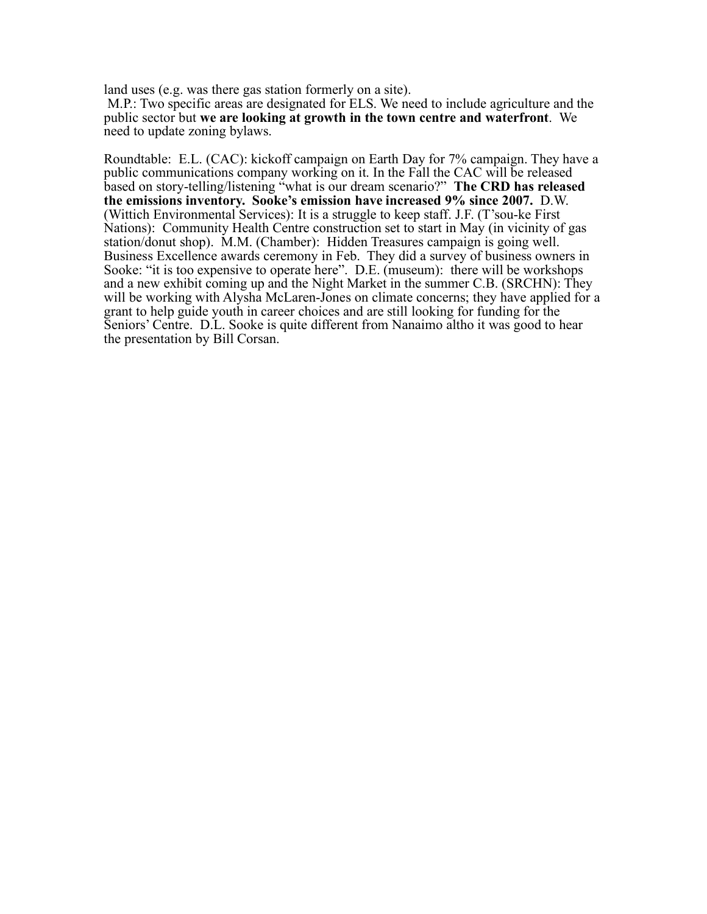land uses (e.g. was there gas station formerly on a site).
M.P.: Two specific areas are designated for ELS. We need to include agriculture and the public sector but **we are looking at growth in the town centre and waterfront**. We need to update zoning bylaws.

Roundtable: E.L. (CAC): kickoff campaign on Earth Day for 7% campaign. They have a public communications company working on it. In the Fall the CAC will be released based on story-telling/listening "what is our dream scenario?" **The CRD has released the emissions inventory. Sooke's emission have increased 9% since 2007.** D.W. (Wittich Environmental Services): It is a struggle to keep staff. J.F. (T'sou-ke First Nations): Community Health Centre construction set to start in May (in vicinity of gas station/donut shop). M.M. (Chamber): Hidden Treasures campaign is going well. Business Excellence awards ceremony in Feb. They did a survey of business owners in Sooke: "it is too expensive to operate here". D.E. (museum): there will be workshops and a new exhibit coming up and the Night Market in the summer C.B. (SRCHN): They will be working with Alysha McLaren-Jones on climate concerns; they have applied for a grant to help guide youth in career choices and are still looking for funding for the Seniors' Centre. D.L. Sooke is quite different from Nanaimo altho it was good to hear the presentation by Bill Corsan.